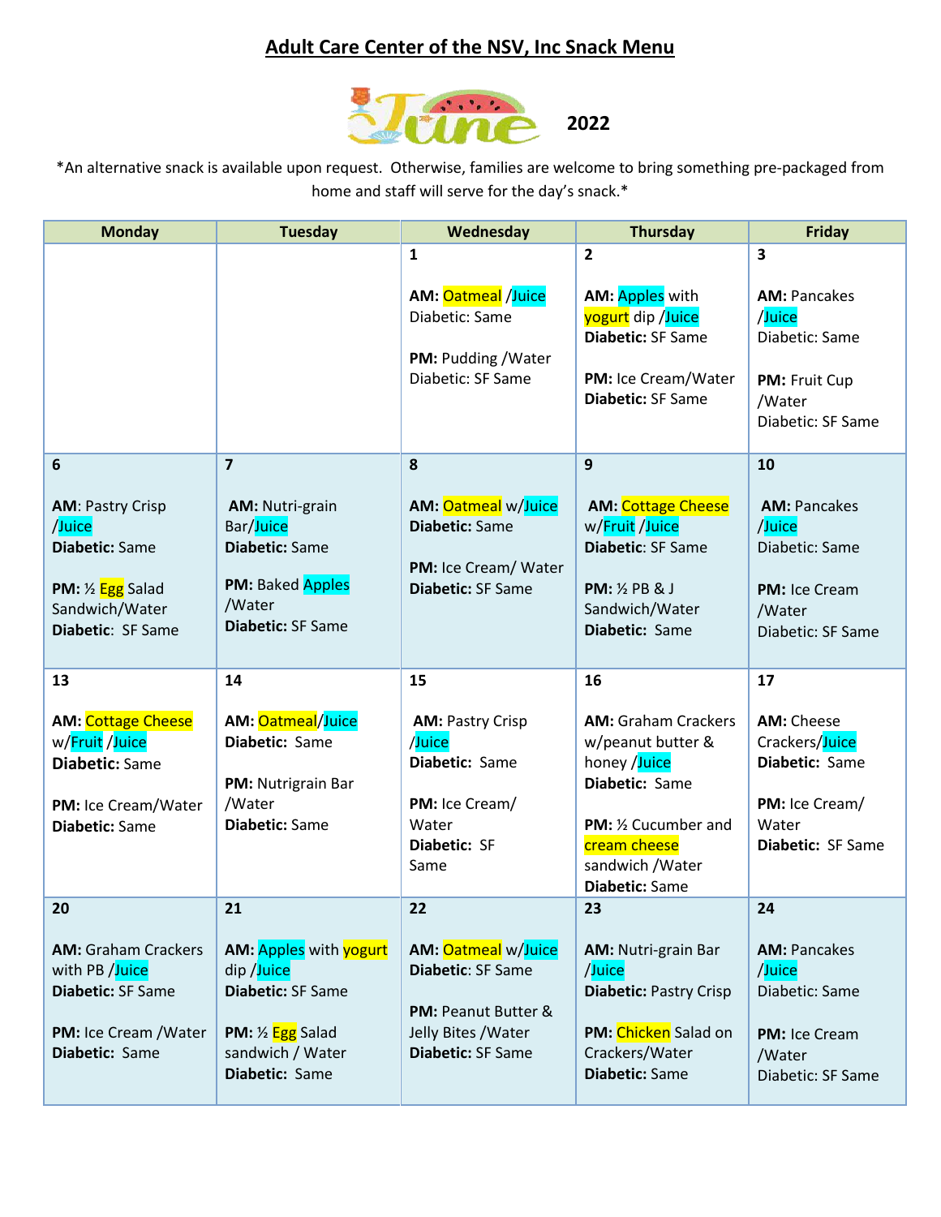# Adult Care Center of the NSV, Inc Snack Menu

June 2022

*An alternative snack is available upon request. Otherwise, families are welcome to bring something pre-packaged from home and staff will serve for the day's snack.*

| Monday | Tuesday | Wednesday | Thursday | Friday |
|---|---|---|---|---|
| | | 1<br><br>**AM:** Oatmeal /Juice<br>Diabetic: Same<br><br>**PM:** Pudding /Water<br>Diabetic: SF Same | 2<br><br>**AM:** Apples with yogurt dip /Juice<br>**Diabetic:** SF Same<br><br>**PM:** Ice Cream/Water<br>**Diabetic:** SF Same | 3<br><br>**AM:** Pancakes /Juice<br>Diabetic: Same<br><br>**PM:** Fruit Cup /Water<br>Diabetic: SF Same |
| 6<br><br>**AM:** Pastry Crisp /Juice<br>**Diabetic:** Same<br><br>**PM:** ½ Egg Salad Sandwich/Water<br>**Diabetic:** SF Same | 7<br><br>**AM:** Nutri-grain Bar/Juice<br>**Diabetic:** Same<br><br>**PM:** Baked Apples /Water<br>**Diabetic:** SF Same | 8<br><br>**AM:** Oatmeal w/Juice<br>**Diabetic:** Same<br><br>**PM:** Ice Cream/ Water<br>**Diabetic:** SF Same | 9<br><br>**AM:** Cottage Cheese w/Fruit /Juice<br>**Diabetic:** SF Same<br><br>**PM:** ½ PB & J Sandwich/Water<br>**Diabetic:** Same | 10<br><br>**AM:** Pancakes /Juice<br>Diabetic: Same<br><br>**PM:** Ice Cream /Water<br>Diabetic: SF Same |
| 13<br><br>**AM:** Cottage Cheese w/Fruit /Juice<br>**Diabetic:** Same<br><br>**PM:** Ice Cream/Water<br>**Diabetic:** Same | 14<br><br>**AM:** Oatmeal/Juice<br>**Diabetic:** Same<br><br>**PM:** Nutrigrain Bar /Water<br>**Diabetic:** Same | 15<br><br>**AM:** Pastry Crisp /Juice<br>**Diabetic:** Same<br><br>**PM:** Ice Cream/ Water<br>**Diabetic:** SF Same | 16<br><br>**AM:** Graham Crackers w/peanut butter & honey /Juice<br>**Diabetic:** Same<br><br>**PM:** ½ Cucumber and cream cheese sandwich /Water<br>**Diabetic:** Same | 17<br><br>**AM:** Cheese Crackers/Juice<br>**Diabetic:** Same<br><br>**PM:** Ice Cream/ Water<br>**Diabetic:** SF Same |
| 20<br><br>**AM:** Graham Crackers with PB /Juice<br>**Diabetic:** SF Same<br><br>**PM:** Ice Cream /Water<br>**Diabetic:** Same | 21<br><br>**AM:** Apples with yogurt dip /Juice<br>**Diabetic:** SF Same<br><br>**PM:** ½ Egg Salad sandwich / Water<br>**Diabetic:** Same | 22<br><br>**AM:** Oatmeal w/Juice<br>**Diabetic:** SF Same<br><br>**PM:** Peanut Butter & Jelly Bites /Water<br>**Diabetic:** SF Same | 23<br><br>**AM:** Nutri-grain Bar /Juice<br>**Diabetic:** Pastry Crisp<br><br>**PM:** Chicken Salad on Crackers/Water<br>**Diabetic:** Same | 24<br><br>**AM:** Pancakes /Juice<br>Diabetic: Same<br><br>**PM:** Ice Cream /Water<br>Diabetic: SF Same |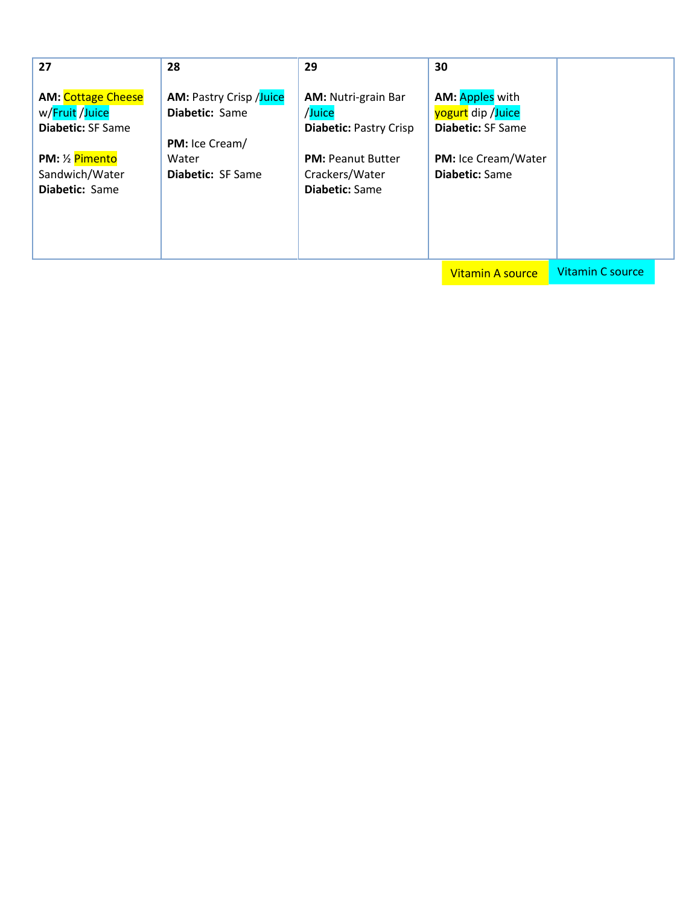| | | | | |
|---|---|---|---|---|
| **27**<br><br>**AM:** Cottage Cheese w/Fruit /Juice<br>**Diabetic:** SF Same<br><br>**PM:** ½ Pimento Sandwich/Water<br>**Diabetic:** Same | **28**<br><br>**AM:** Pastry Crisp /Juice<br>**Diabetic:** Same<br><br>**PM:** Ice Cream/ Water<br>**Diabetic:** SF Same | **29**<br><br>**AM:** Nutri-grain Bar /Juice<br>**Diabetic:** Pastry Crisp<br><br>**PM:** Peanut Butter Crackers/Water<br>**Diabetic:** Same | **30**<br><br>**AM:** Apples with yogurt dip /Juice<br>**Diabetic:** SF Same<br><br>**PM:** Ice Cream/Water<br>**Diabetic:** Same | |

Vitamin A source | Vitamin C source